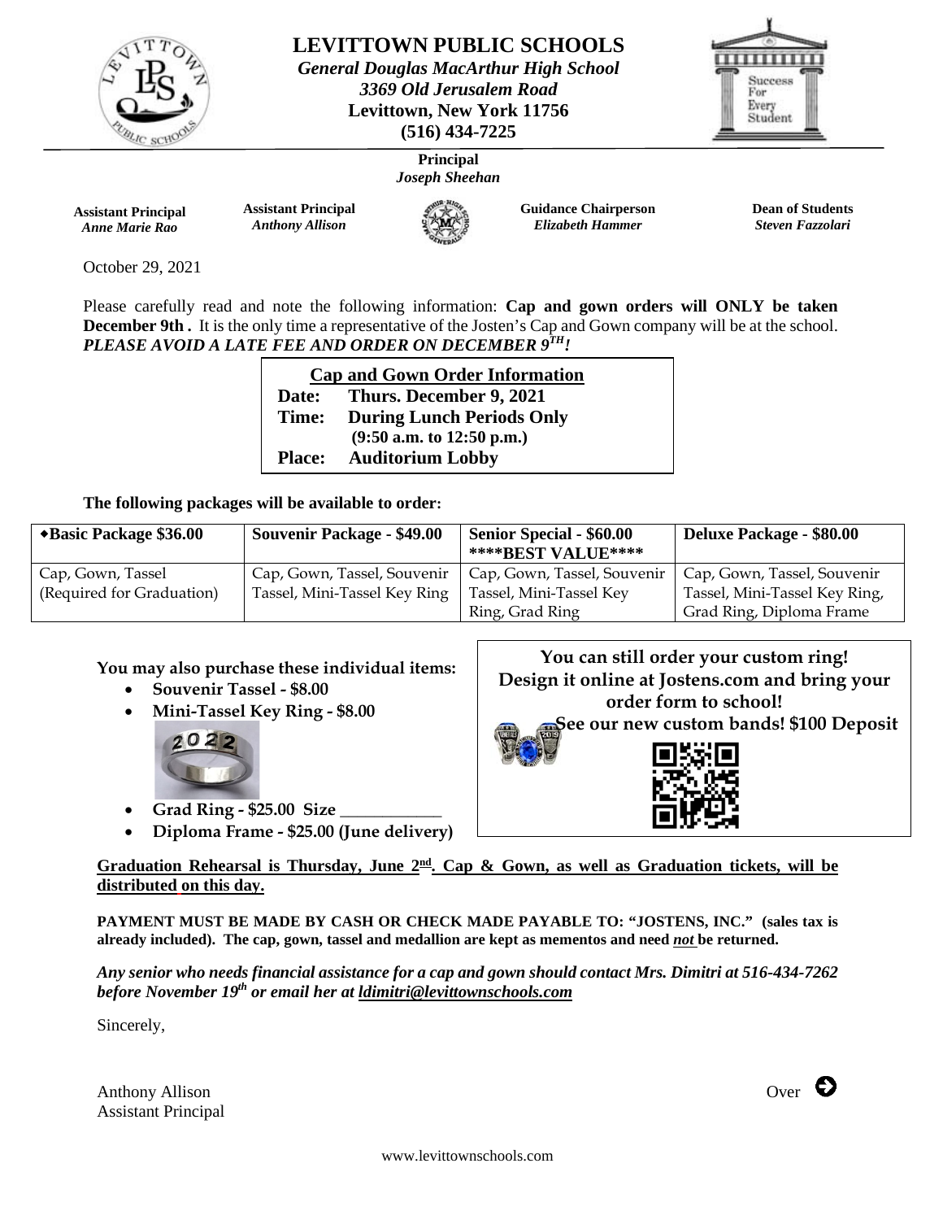# LEVITTOWN PUBLIC SCHOOLS

***General Douglas MacArthur High School***
***3369 Old Jerusalem Road***
**Levittown, New York 11756**
**(516) 434-7225**

**Principal**
***Joseph Sheehan***

**Assistant Principal** *Anne Marie Rao* | **Assistant Principal** *Anthony Allison* | **Guidance Chairperson** *Elizabeth Hammer* | **Dean of Students** *Steven Fazzolari*

October 29, 2021

Please carefully read and note the following information: **Cap and gown orders will ONLY be taken December 9th .** It is the only time a representative of the Josten's Cap and Gown company will be at the school. ***PLEASE AVOID A LATE FEE AND ORDER ON DECEMBER 9TH!***

**Cap and Gown Order Information**

**Date:** **Thurs. December 9, 2021**
**Time:** **During Lunch Periods Only**
**(9:50 a.m. to 12:50 p.m.)**
**Place:** **Auditorium Lobby**

**The following packages will be available to order:**

| ◆Basic Package $36.00 | Souvenir Package - $49.00 | Senior Special - $60.00 ****BEST VALUE**** | Deluxe Package - $80.00 |
|---|---|---|---|
| Cap, Gown, Tassel (Required for Graduation) | Cap, Gown, Tassel, Souvenir Tassel, Mini-Tassel Key Ring | Cap, Gown, Tassel, Souvenir Tassel, Mini-Tassel Key Ring, Grad Ring | Cap, Gown, Tassel, Souvenir Tassel, Mini-Tassel Key Ring, Grad Ring, Diploma Frame |

**You may also purchase these individual items:**

- **Souvenir Tassel - $8.00**
- **Mini-Tassel Key Ring - $8.00**
- **Grad Ring - $25.00 Size** ___________
- **Diploma Frame - $25.00 (June delivery)**

**You can still order your custom ring!**
**Design it online at Jostens.com and bring your order form to school!**
**See our new custom bands! $100 Deposit**

**Graduation Rehearsal is Thursday, June 2nd. Cap & Gown, as well as Graduation tickets, will be distributed on this day.**

**PAYMENT MUST BE MADE BY CASH OR CHECK MADE PAYABLE TO: "JOSTENS, INC." (sales tax is already included). The cap, gown, tassel and medallion are kept as mementos and need *not* be returned.**

***Any senior who needs financial assistance for a cap and gown should contact Mrs. Dimitri at 516-434-7262 before November 19th or email her at ldimitri@levittownschools.com***

Sincerely,

Anthony Allison
Assistant Principal

Over ➔

www.levittownschools.com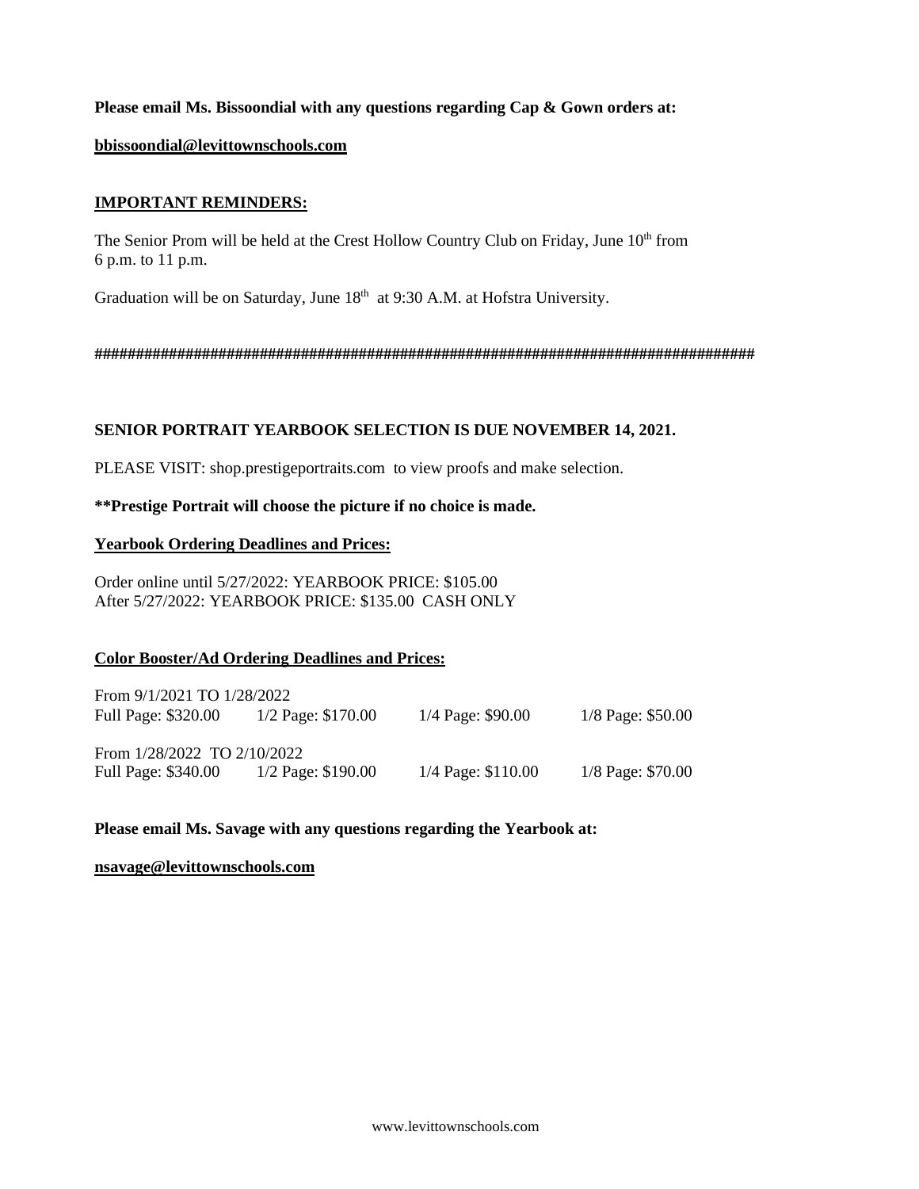**Please email Ms. Bissoondial with any questions regarding Cap & Gown orders at:**

**bbissoondial@levittownschools.com**

**IMPORTANT REMINDERS:**

The Senior Prom will be held at the Crest Hollow Country Club on Friday, June 10th from 6 p.m. to 11 p.m.

Graduation will be on Saturday, June 18th at 9:30 A.M. at Hofstra University.

##################################################################################

**SENIOR PORTRAIT YEARBOOK SELECTION IS DUE NOVEMBER 14, 2021.**

PLEASE VISIT: shop.prestigeportraits.com to view proofs and make selection.

****Prestige Portrait will choose the picture if no choice is made.**

**Yearbook Ordering Deadlines and Prices:**

Order online until 5/27/2022: YEARBOOK PRICE: $105.00
After 5/27/2022: YEARBOOK PRICE: $135.00 CASH ONLY

**Color Booster/Ad Ordering Deadlines and Prices:**

From 9/1/2021 TO 1/28/2022

| | | | |
|---|---|---|---|
| Full Page: $320.00 | 1/2 Page: $170.00 | 1/4 Page: $90.00 | 1/8 Page: $50.00 |

From 1/28/2022 TO 2/10/2022

| | | | |
|---|---|---|---|
| Full Page: $340.00 | 1/2 Page: $190.00 | 1/4 Page: $110.00 | 1/8 Page: $70.00 |

**Please email Ms. Savage with any questions regarding the Yearbook at:**

**nsavage@levittownschools.com**

www.levittownschools.com